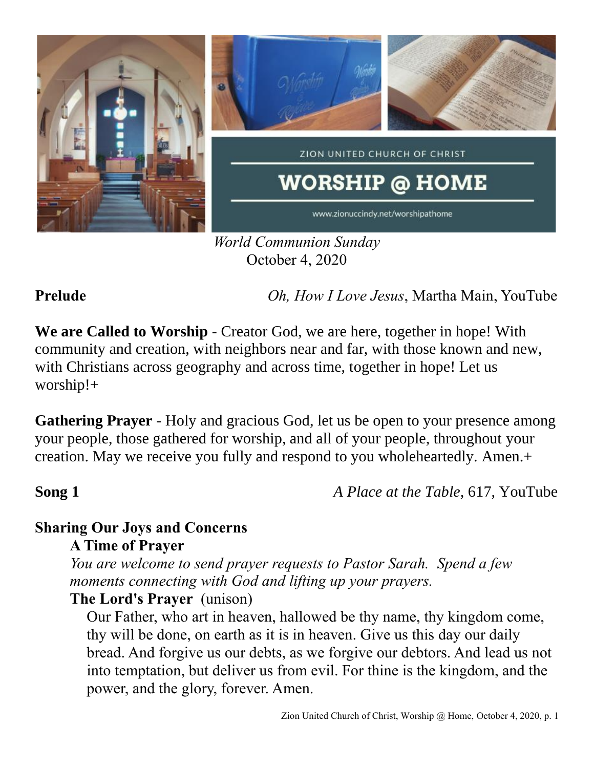ZION UNITED CHURCH OF CHRIST

# WORSHIP @ HOME

www.zionuccindy.net/worshipathome

*World Communion Sunday*
October 4, 2020

**Prelude** *Oh, How I Love Jesus*, Martha Main, YouTube

**We are Called to Worship** - Creator God, we are here, together in hope! With community and creation, with neighbors near and far, with those known and new, with Christians across geography and across time, together in hope! Let us worship!+

**Gathering Prayer** - Holy and gracious God, let us be open to your presence among your people, those gathered for worship, and all of your people, throughout your creation. May we receive you fully and respond to you wholeheartedly. Amen.+

**Song 1** *A Place at the Table,* 617, YouTube

**Sharing Our Joys and Concerns**

**A Time of Prayer**

*You are welcome to send prayer requests to Pastor Sarah. Spend a few moments connecting with God and lifting up your prayers.*

**The Lord's Prayer** (unison)

Our Father, who art in heaven, hallowed be thy name, thy kingdom come, thy will be done, on earth as it is in heaven. Give us this day our daily bread. And forgive us our debts, as we forgive our debtors. And lead us not into temptation, but deliver us from evil. For thine is the kingdom, and the power, and the glory, forever. Amen.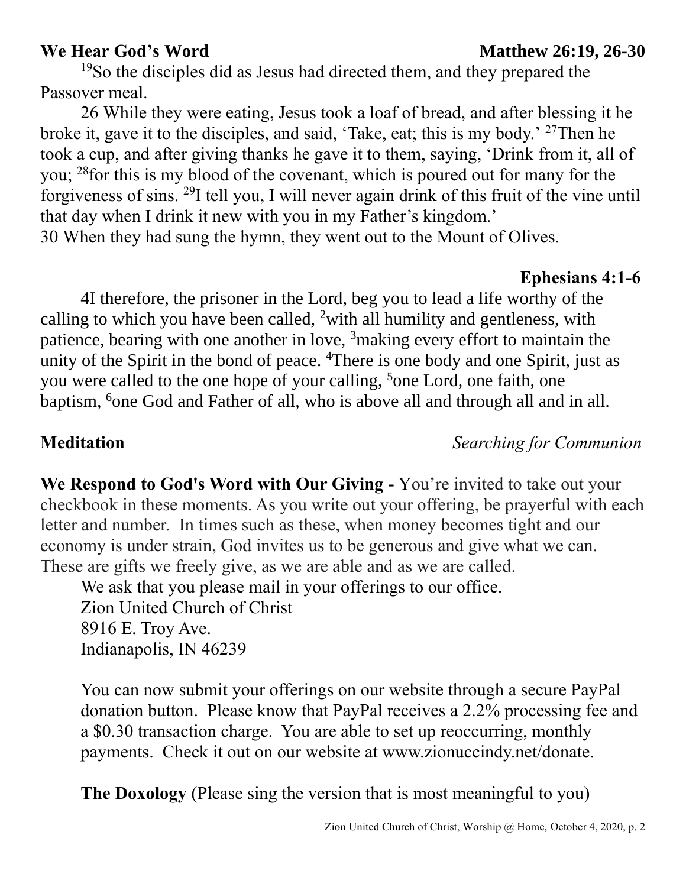**We Hear God's Word** **Matthew 26:19, 26-30**

[19]So the disciples did as Jesus had directed them, and they prepared the Passover meal.

26 While they were eating, Jesus took a loaf of bread, and after blessing it he broke it, gave it to the disciples, and said, 'Take, eat; this is my body.' [27]Then he took a cup, and after giving thanks he gave it to them, saying, 'Drink from it, all of you; [28]for this is my blood of the covenant, which is poured out for many for the forgiveness of sins. [29]I tell you, I will never again drink of this fruit of the vine until that day when I drink it new with you in my Father's kingdom.'
30 When they had sung the hymn, they went out to the Mount of Olives.

**Ephesians 4:1-6**

4I therefore, the prisoner in the Lord, beg you to lead a life worthy of the calling to which you have been called, [2]with all humility and gentleness, with patience, bearing with one another in love, [3]making every effort to maintain the unity of the Spirit in the bond of peace. [4]There is one body and one Spirit, just as you were called to the one hope of your calling, [5]one Lord, one faith, one baptism, [6]one God and Father of all, who is above all and through all and in all.

**Meditation** *Searching for Communion*

**We Respond to God's Word with Our Giving -** You're invited to take out your checkbook in these moments. As you write out your offering, be prayerful with each letter and number. In times such as these, when money becomes tight and our economy is under strain, God invites us to be generous and give what we can. These are gifts we freely give, as we are able and as we are called.

We ask that you please mail in your offerings to our office.
Zion United Church of Christ
8916 E. Troy Ave.
Indianapolis, IN 46239

You can now submit your offerings on our website through a secure PayPal donation button. Please know that PayPal receives a 2.2% processing fee and a $0.30 transaction charge. You are able to set up reoccurring, monthly payments. Check it out on our website at www.zionuccindy.net/donate.

**The Doxology** (Please sing the version that is most meaningful to you)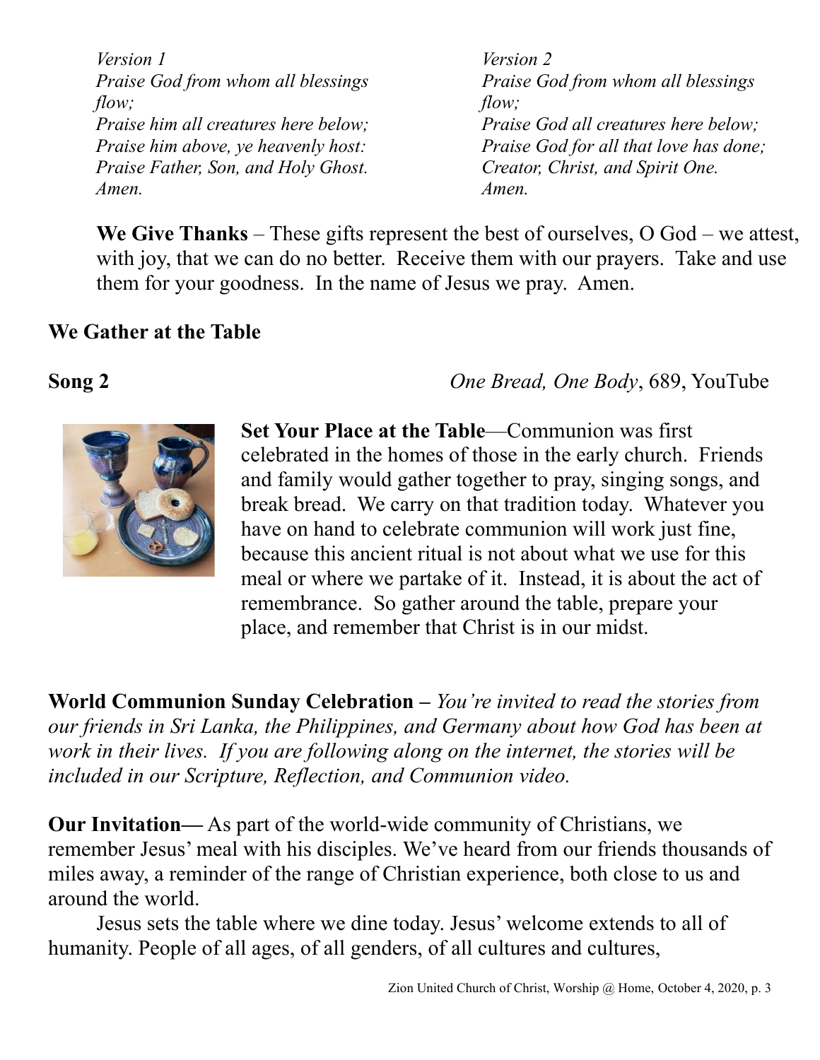*Version 1*
*Praise God from whom all blessings flow;*
*Praise him all creatures here below;*
*Praise him above, ye heavenly host:*
*Praise Father, Son, and Holy Ghost.*
*Amen.*

*Version 2*
*Praise God from whom all blessings flow;*
*Praise God all creatures here below;*
*Praise God for all that love has done;*
*Creator, Christ, and Spirit One.*
*Amen.*

**We Give Thanks** – These gifts represent the best of ourselves, O God – we attest, with joy, that we can do no better. Receive them with our prayers. Take and use them for your goodness. In the name of Jesus we pray. Amen.

**We Gather at the Table**

**Song 2** *One Bread, One Body*, 689, YouTube

**Set Your Place at the Table**—Communion was first celebrated in the homes of those in the early church. Friends and family would gather together to pray, singing songs, and break bread. We carry on that tradition today. Whatever you have on hand to celebrate communion will work just fine, because this ancient ritual is not about what we use for this meal or where we partake of it. Instead, it is about the act of remembrance. So gather around the table, prepare your place, and remember that Christ is in our midst.

**World Communion Sunday Celebration –** *You're invited to read the stories from our friends in Sri Lanka, the Philippines, and Germany about how God has been at work in their lives. If you are following along on the internet, the stories will be included in our Scripture, Reflection, and Communion video.*

**Our Invitation—** As part of the world-wide community of Christians, we remember Jesus' meal with his disciples. We've heard from our friends thousands of miles away, a reminder of the range of Christian experience, both close to us and around the world.

Jesus sets the table where we dine today. Jesus' welcome extends to all of humanity. People of all ages, of all genders, of all cultures and cultures,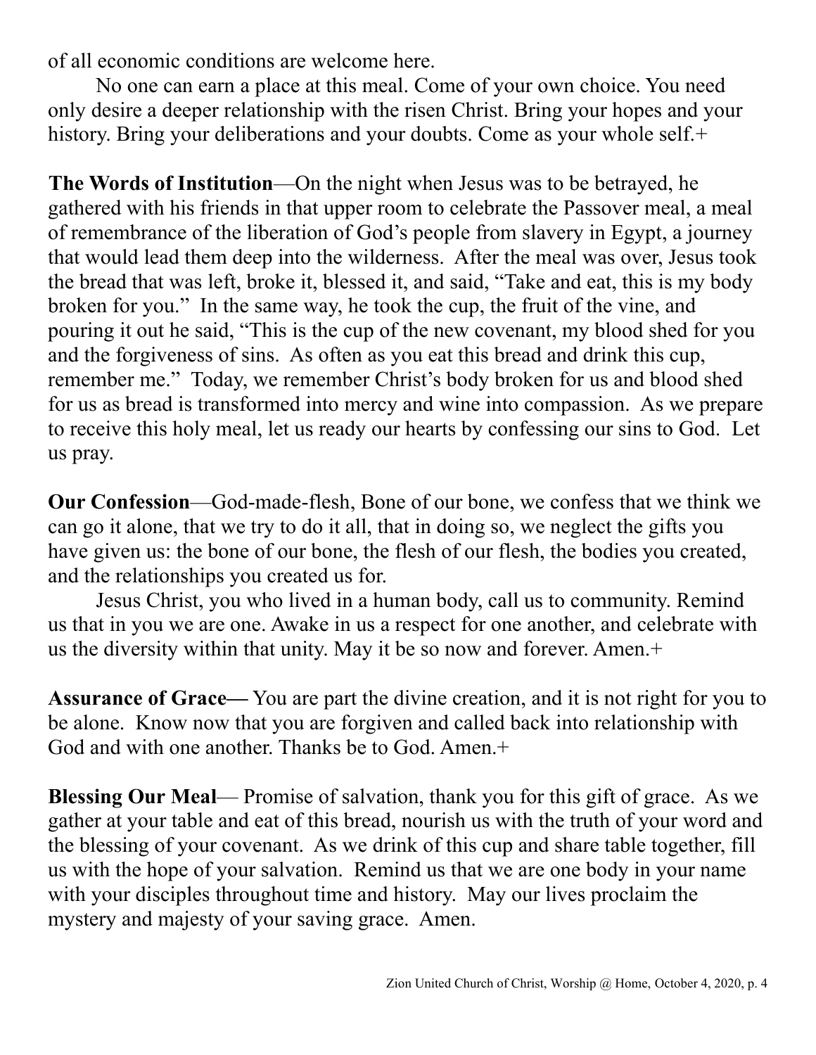of all economic conditions are welcome here.

No one can earn a place at this meal. Come of your own choice. You need only desire a deeper relationship with the risen Christ. Bring your hopes and your history. Bring your deliberations and your doubts. Come as your whole self.+

**The Words of Institution**—On the night when Jesus was to be betrayed, he gathered with his friends in that upper room to celebrate the Passover meal, a meal of remembrance of the liberation of God's people from slavery in Egypt, a journey that would lead them deep into the wilderness. After the meal was over, Jesus took the bread that was left, broke it, blessed it, and said, "Take and eat, this is my body broken for you." In the same way, he took the cup, the fruit of the vine, and pouring it out he said, "This is the cup of the new covenant, my blood shed for you and the forgiveness of sins. As often as you eat this bread and drink this cup, remember me." Today, we remember Christ's body broken for us and blood shed for us as bread is transformed into mercy and wine into compassion. As we prepare to receive this holy meal, let us ready our hearts by confessing our sins to God. Let us pray.

**Our Confession**—God-made-flesh, Bone of our bone, we confess that we think we can go it alone, that we try to do it all, that in doing so, we neglect the gifts you have given us: the bone of our bone, the flesh of our flesh, the bodies you created, and the relationships you created us for.

Jesus Christ, you who lived in a human body, call us to community. Remind us that in you we are one. Awake in us a respect for one another, and celebrate with us the diversity within that unity. May it be so now and forever. Amen.+

**Assurance of Grace—** You are part the divine creation, and it is not right for you to be alone. Know now that you are forgiven and called back into relationship with God and with one another. Thanks be to God. Amen.+

**Blessing Our Meal**— Promise of salvation, thank you for this gift of grace. As we gather at your table and eat of this bread, nourish us with the truth of your word and the blessing of your covenant. As we drink of this cup and share table together, fill us with the hope of your salvation. Remind us that we are one body in your name with your disciples throughout time and history. May our lives proclaim the mystery and majesty of your saving grace. Amen.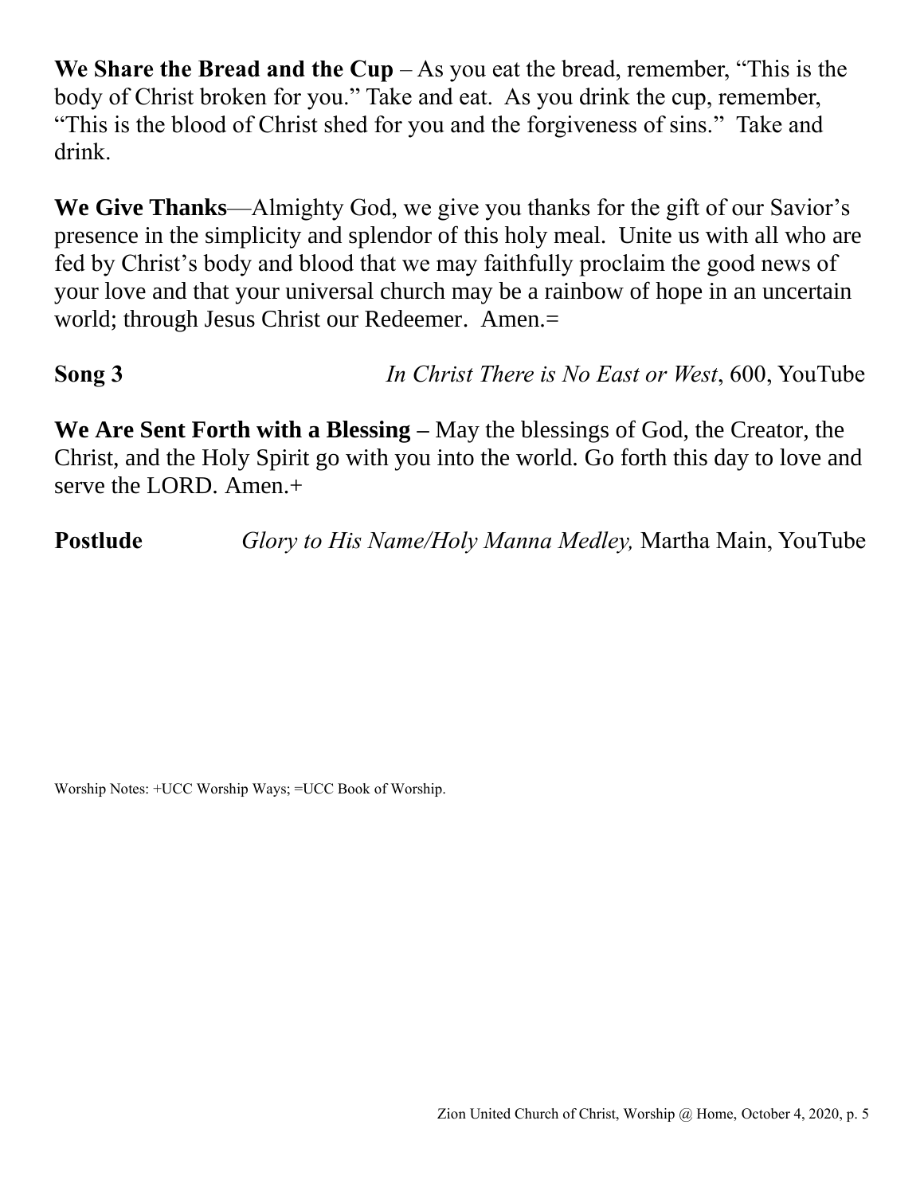**We Share the Bread and the Cup** – As you eat the bread, remember, "This is the body of Christ broken for you." Take and eat. As you drink the cup, remember, "This is the blood of Christ shed for you and the forgiveness of sins." Take and drink.

**We Give Thanks**—Almighty God, we give you thanks for the gift of our Savior's presence in the simplicity and splendor of this holy meal. Unite us with all who are fed by Christ's body and blood that we may faithfully proclaim the good news of your love and that your universal church may be a rainbow of hope in an uncertain world; through Jesus Christ our Redeemer. Amen.=

**Song 3** *In Christ There is No East or West*, 600, YouTube

**We Are Sent Forth with a Blessing –** May the blessings of God, the Creator, the Christ, and the Holy Spirit go with you into the world. Go forth this day to love and serve the LORD. Amen.+

**Postlude** *Glory to His Name/Holy Manna Medley,* Martha Main, YouTube

Worship Notes: +UCC Worship Ways; =UCC Book of Worship.